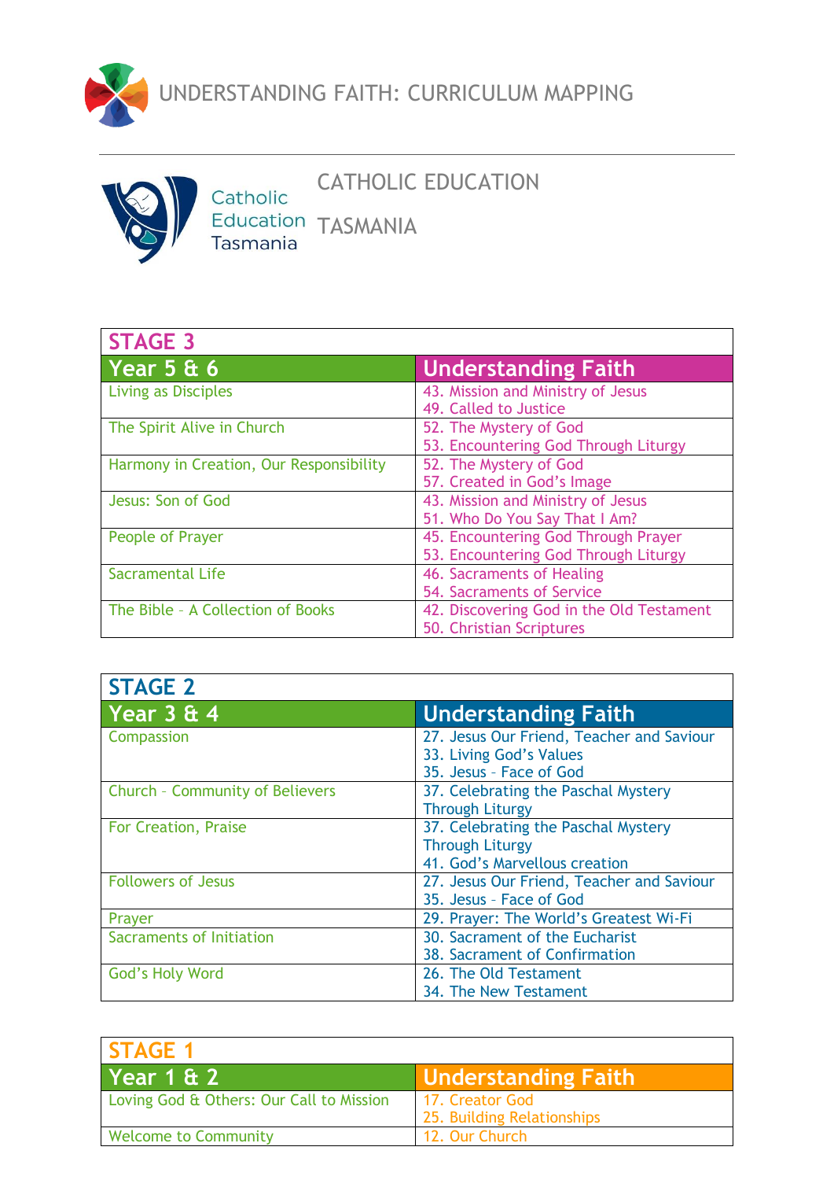# UNDERSTANDING FAITH: CURRICULUM MAPPING

## CATHOLIC EDUCATION TASMANIA

Catholic Education Tasmania

| STAGE 3 | |
|---|---|
| **Year 5 & 6** | **Understanding Faith** |
| Living as Disciples | 43. Mission and Ministry of Jesus<br>49. Called to Justice |
| The Spirit Alive in Church | 52. The Mystery of God<br>53. Encountering God Through Liturgy |
| Harmony in Creation, Our Responsibility | 52. The Mystery of God<br>57. Created in God's Image |
| Jesus: Son of God | 43. Mission and Ministry of Jesus<br>51. Who Do You Say That I Am? |
| People of Prayer | 45. Encountering God Through Prayer<br>53. Encountering God Through Liturgy |
| Sacramental Life | 46. Sacraments of Healing<br>54. Sacraments of Service |
| The Bible – A Collection of Books | 42. Discovering God in the Old Testament<br>50. Christian Scriptures |

| STAGE 2 | |
|---|---|
| **Year 3 & 4** | **Understanding Faith** |
| Compassion | 27. Jesus Our Friend, Teacher and Saviour<br>33. Living God's Values<br>35. Jesus – Face of God |
| Church – Community of Believers | 37. Celebrating the Paschal Mystery Through Liturgy |
| For Creation, Praise | 37. Celebrating the Paschal Mystery Through Liturgy<br>41. God's Marvellous creation |
| Followers of Jesus | 27. Jesus Our Friend, Teacher and Saviour<br>35. Jesus – Face of God |
| Prayer | 29. Prayer: The World's Greatest Wi-Fi |
| Sacraments of Initiation | 30. Sacrament of the Eucharist<br>38. Sacrament of Confirmation |
| God's Holy Word | 26. The Old Testament<br>34. The New Testament |

| STAGE 1 | |
|---|---|
| **Year 1 & 2** | **Understanding Faith** |
| Loving God & Others: Our Call to Mission | 17. Creator God<br>25. Building Relationships |
| Welcome to Community | 12. Our Church |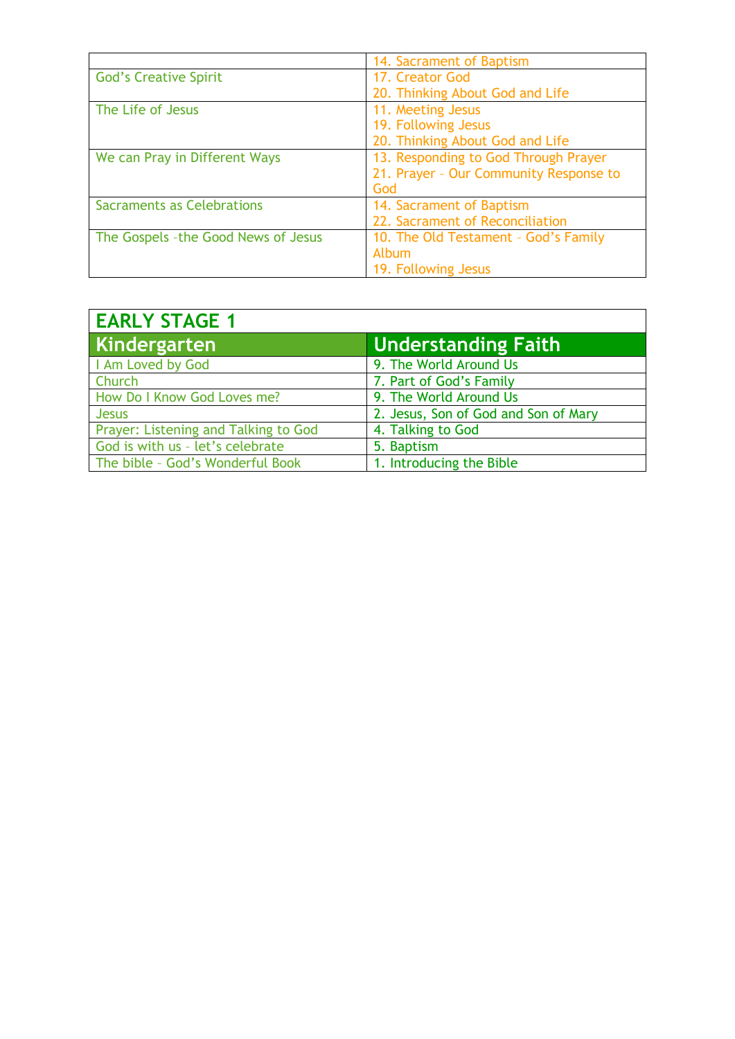| | |
|---|---|
| | 14. Sacrament of Baptism |
| God's Creative Spirit | 17. Creator God<br>20. Thinking About God and Life |
| The Life of Jesus | 11. Meeting Jesus<br>19. Following Jesus<br>20. Thinking About God and Life |
| We can Pray in Different Ways | 13. Responding to God Through Prayer<br>21. Prayer – Our Community Response to God |
| Sacraments as Celebrations | 14. Sacrament of Baptism<br>22. Sacrament of Reconciliation |
| The Gospels –the Good News of Jesus | 10. The Old Testament – God's Family Album<br>19. Following Jesus |

## EARLY STAGE 1

| Kindergarten | Understanding Faith |
|---|---|
| I Am Loved by God | 9. The World Around Us |
| Church | 7. Part of God's Family |
| How Do I Know God Loves me? | 9. The World Around Us |
| Jesus | 2. Jesus, Son of God and Son of Mary |
| Prayer: Listening and Talking to God | 4. Talking to God |
| God is with us – let's celebrate | 5. Baptism |
| The bible – God's Wonderful Book | 1. Introducing the Bible |